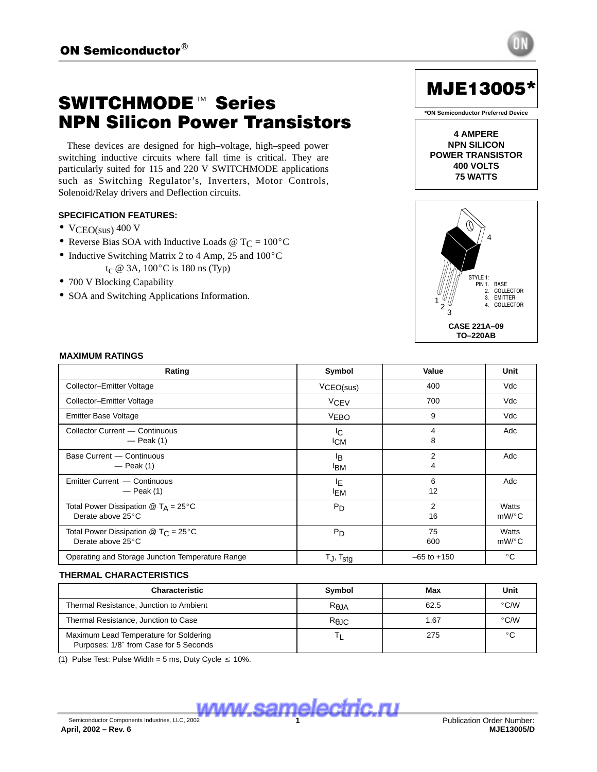ON Semiconductor®

# MJE13005*

*ON Semiconductor Preferred Device

# SWITCHMODE™ Series NPN Silicon Power Transistors

These devices are designed for high–voltage, high–speed power switching inductive circuits where fall time is critical. They are particularly suited for 115 and 220 V SWITCHMODE applications such as Switching Regulator's, Inverters, Motor Controls, Solenoid/Relay drivers and Deflection circuits.

**4 AMPERE NPN SILICON POWER TRANSISTOR 400 VOLTS 75 WATTS**

### SPECIFICATION FEATURES:

- $V_{CEO(sus)}$ 400 V
- Reverse Bias SOA with Inductive Loads @ $T_C = 100°C$
- Inductive Switching Matrix 2 to 4 Amp, 25 and 100°C
  $t_c$ @ 3A, 100°C is 180 ns (Typ)
- 700 V Blocking Capability
- SOA and Switching Applications Information.

STYLE 1:
PIN 1. BASE
2. COLLECTOR
3. EMITTER
4. COLLECTOR

**CASE 221A–09 TO–220AB**

### MAXIMUM RATINGS

| Rating | Symbol | Value | Unit |
|---|---|---|---|
| Collector–Emitter Voltage | $V_{CEO(sus)}$ | 400 | Vdc |
| Collector–Emitter Voltage | $V_{CEV}$ | 700 | Vdc |
| Emitter Base Voltage | $V_{EBO}$ | 9 | Vdc |
| Collector Current — Continuous<br>— Peak (1) | $I_C$<br>$I_{CM}$ | 4<br>8 | Adc |
| Base Current — Continuous<br>— Peak (1) | $I_B$<br>$I_{BM}$ | 2<br>4 | Adc |
| Emitter Current — Continuous<br>— Peak (1) | $I_E$<br>$I_{EM}$ | 6<br>12 | Adc |
| Total Power Dissipation @ $T_A = 25°C$<br>Derate above 25°C | $P_D$ | 2<br>16 | Watts<br>mW/°C |
| Total Power Dissipation @ $T_C = 25°C$<br>Derate above 25°C | $P_D$ | 75<br>600 | Watts<br>mW/°C |
| Operating and Storage Junction Temperature Range | $T_J$, $T_{stg}$ | –65 to +150 | °C |

### THERMAL CHARACTERISTICS

| Characteristic | Symbol | Max | Unit |
|---|---|---|---|
| Thermal Resistance, Junction to Ambient | $R_{\theta JA}$ | 62.5 | °C/W |
| Thermal Resistance, Junction to Case | $R_{\theta JC}$ | 1.67 | °C/W |
| Maximum Lead Temperature for Soldering Purposes: 1/8″ from Case for 5 Seconds | $T_L$ | 275 | °C |

(1) Pulse Test: Pulse Width = 5 ms, Duty Cycle ≤ 10%.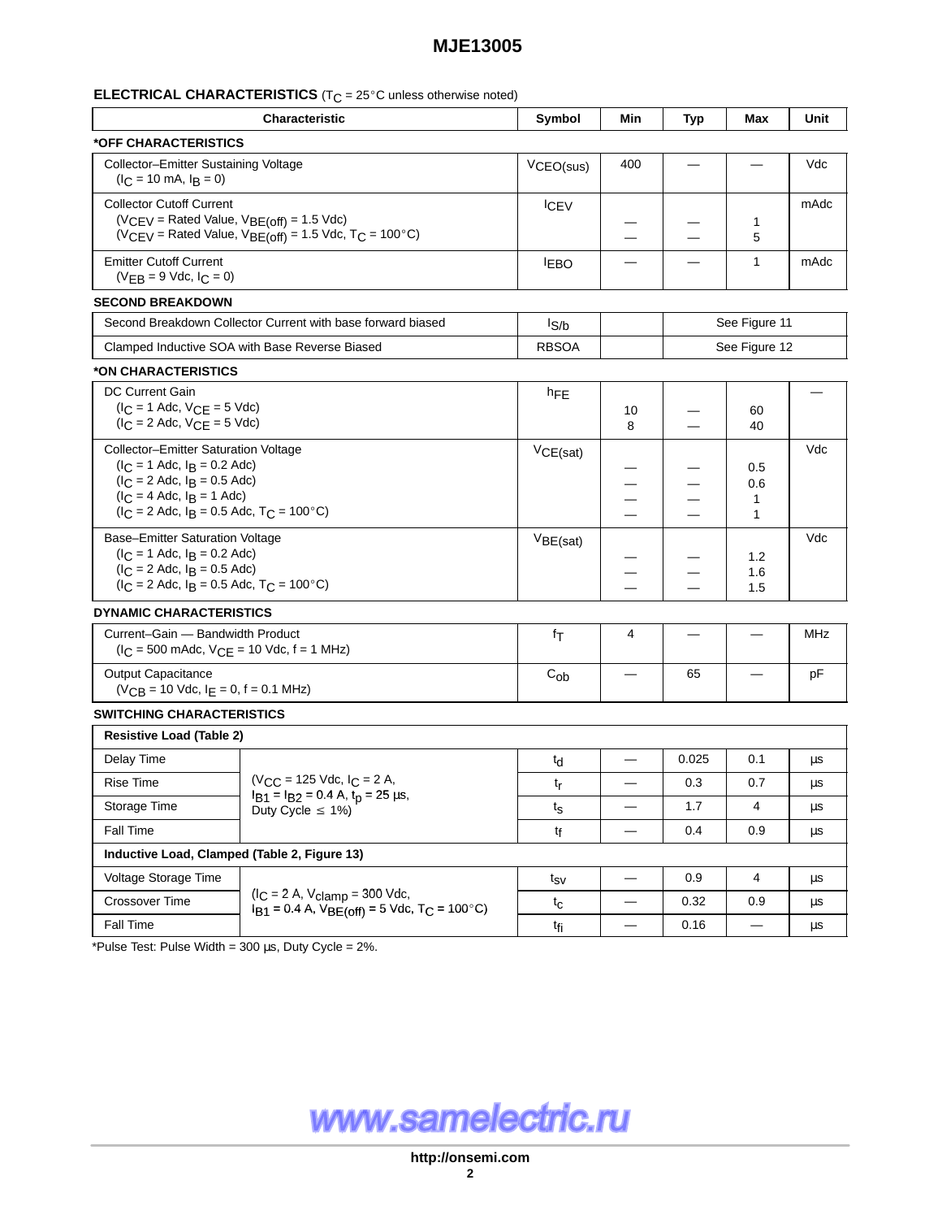**ELECTRICAL CHARACTERISTICS** ($T_C$ = 25°C unless otherwise noted)

| Characteristic | | Symbol | Min | Typ | Max | Unit |
|---|---|---|---|---|---|---|
| ***OFF CHARACTERISTICS** | | | | | | |
| Collector–Emitter Sustaining Voltage ($I_C$ = 10 mA, $I_B$ = 0) | | $V_{CEO(sus)}$ | 400 | — | — | Vdc |
| Collector Cutoff Current ($V_{CEV}$ = Rated Value, $V_{BE(off)}$ = 1.5 Vdc) ($V_{CEV}$ = Rated Value, $V_{BE(off)}$ = 1.5 Vdc, $T_C$ = 100°C) | | $I_{CEV}$ | — <br> — | — <br> — | 1 <br> 5 | mAdc |
| Emitter Cutoff Current ($V_{EB}$ = 9 Vdc, $I_C$ = 0) | | $I_{EBO}$ | — | — | 1 | mAdc |
| **SECOND BREAKDOWN** | | | | | | |
| Second Breakdown Collector Current with base forward biased | | $I_{S/b}$ | | See Figure 11 | | |
| Clamped Inductive SOA with Base Reverse Biased | | RBSOA | | See Figure 12 | | |
| ***ON CHARACTERISTICS** | | | | | | |
| DC Current Gain ($I_C$ = 1 Adc, $V_{CE}$ = 5 Vdc) ($I_C$ = 2 Adc, $V_{CE}$ = 5 Vdc) | | $h_{FE}$ | 10 <br> 8 | — <br> — | 60 <br> 40 | — |
| Collector–Emitter Saturation Voltage ($I_C$ = 1 Adc, $I_B$ = 0.2 Adc) ($I_C$ = 2 Adc, $I_B$ = 0.5 Adc) ($I_C$ = 4 Adc, $I_B$ = 1 Adc) ($I_C$ = 2 Adc, $I_B$ = 0.5 Adc, $T_C$ = 100°C) | | $V_{CE(sat)}$ | — <br> — <br> — <br> — | — <br> — <br> — <br> — | 0.5 <br> 0.6 <br> 1 <br> 1 | Vdc |
| Base–Emitter Saturation Voltage ($I_C$ = 1 Adc, $I_B$ = 0.2 Adc) ($I_C$ = 2 Adc, $I_B$ = 0.5 Adc) ($I_C$ = 2 Adc, $I_B$ = 0.5 Adc, $T_C$ = 100°C) | | $V_{BE(sat)}$ | — <br> — <br> — | — <br> — <br> — | 1.2 <br> 1.6 <br> 1.5 | Vdc |
| **DYNAMIC CHARACTERISTICS** | | | | | | |
| Current–Gain — Bandwidth Product ($I_C$ = 500 mAdc, $V_{CE}$ = 10 Vdc, f = 1 MHz) | | $f_T$ | 4 | — | — | MHz |
| Output Capacitance ($V_{CB}$ = 10 Vdc, $I_E$ = 0, f = 0.1 MHz) | | $C_{ob}$ | — | 65 | — | pF |
| **SWITCHING CHARACTERISTICS** | | | | | | |
| **Resistive Load (Table 2)** | | | | | | |
| Delay Time | ($V_{CC}$ = 125 Vdc, $I_C$ = 2 A, $I_{B1}$ = $I_{B2}$ = 0.4 A, $t_p$ = 25 µs, Duty Cycle ≤ 1%) | $t_d$ | — | 0.025 | 0.1 | µs |
| Rise Time | | $t_r$ | — | 0.3 | 0.7 | µs |
| Storage Time | | $t_s$ | — | 1.7 | 4 | µs |
| Fall Time | | $t_f$ | — | 0.4 | 0.9 | µs |
| **Inductive Load, Clamped (Table 2, Figure 13)** | | | | | | |
| Voltage Storage Time | ($I_C$ = 2 A, $V_{clamp}$ = 300 Vdc, $I_{B1}$ = 0.4 A, $V_{BE(off)}$ = 5 Vdc, $T_C$ = 100°C) | $t_{sv}$ | — | 0.9 | 4 | µs |
| Crossover Time | | $t_c$ | — | 0.32 | 0.9 | µs |
| Fall Time | | $t_{fi}$ | — | 0.16 | — | µs |

*Pulse Test: Pulse Width = 300 µs, Duty Cycle = 2%.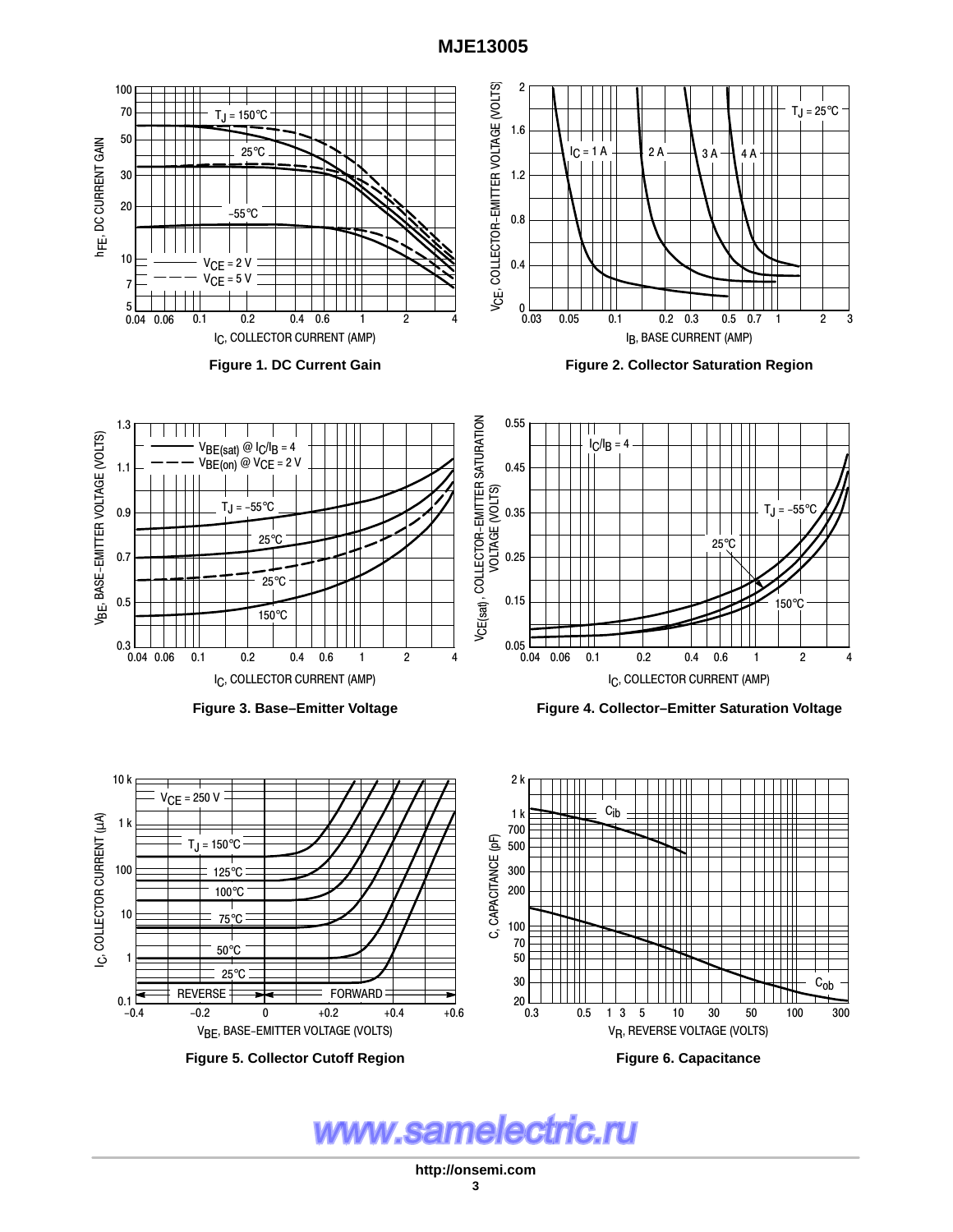Figure 1. DC Current Gain

Figure 2. Collector Saturation Region

Figure 3. Base–Emitter Voltage

Figure 4. Collector–Emitter Saturation Voltage

Figure 5. Collector Cutoff Region

Figure 6. Capacitance

www.samelectric.ru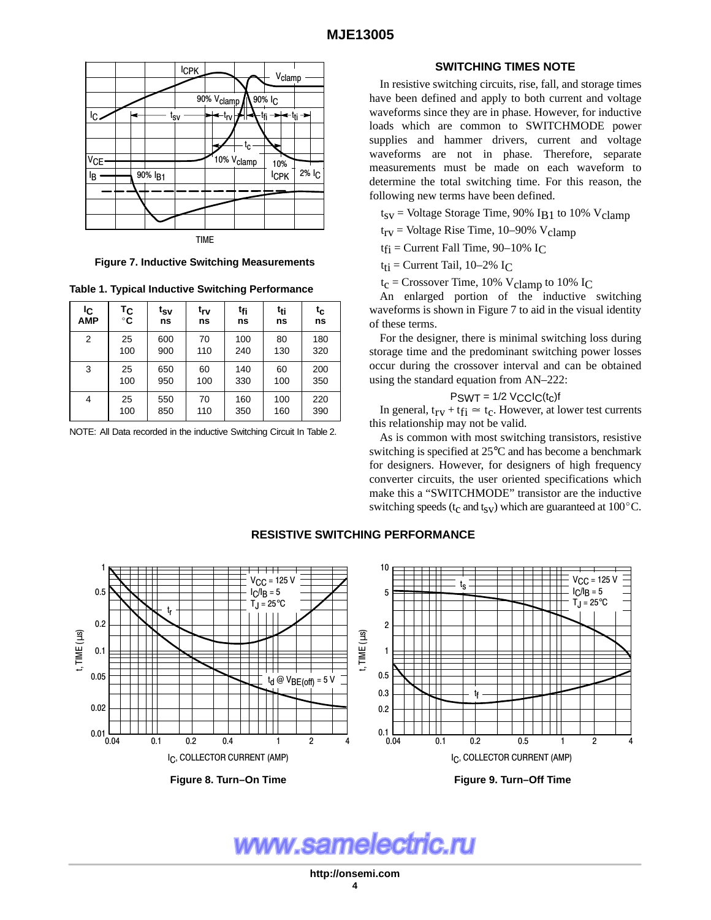Figure 7. Inductive Switching Measurements

**Table 1. Typical Inductive Switching Performance**

| $I_C$ AMP | $T_C$ °C | $t_{sv}$ ns | $t_{rv}$ ns | $t_{fi}$ ns | $t_{ti}$ ns | $t_c$ ns |
|---|---|---|---|---|---|---|
| 2 | 25<br>100 | 600<br>900 | 70<br>110 | 100<br>240 | 80<br>130 | 180<br>320 |
| 3 | 25<br>100 | 650<br>950 | 60<br>100 | 140<br>330 | 60<br>100 | 200<br>350 |
| 4 | 25<br>100 | 550<br>850 | 70<br>110 | 160<br>350 | 100<br>160 | 220<br>390 |

NOTE: All Data recorded in the inductive Switching Circuit In Table 2.

## SWITCHING TIMES NOTE

In resistive switching circuits, rise, fall, and storage times have been defined and apply to both current and voltage waveforms since they are in phase. However, for inductive loads which are common to SWITCHMODE power supplies and hammer drivers, current and voltage waveforms are not in phase. Therefore, separate measurements must be made on each waveform to determine the total switching time. For this reason, the following new terms have been defined.

$t_{sv}$ = Voltage Storage Time, 90% $I_{B1}$ to 10% $V_{clamp}$

$t_{rv}$ = Voltage Rise Time, 10–90% $V_{clamp}$

$t_{fi}$ = Current Fall Time, 90–10% $I_C$

$t_{ti}$ = Current Tail, 10–2% $I_C$

$t_c$ = Crossover Time, 10% $V_{clamp}$ to 10% $I_C$

An enlarged portion of the inductive switching waveforms is shown in Figure 7 to aid in the visual identity of these terms.

For the designer, there is minimal switching loss during storage time and the predominant switching power losses occur during the crossover interval and can be obtained using the standard equation from AN–222:

$$P_{SWT} = 1/2\ V_{CC} I_C (t_c) f$$

In general, $t_{rv} + t_{fi} \simeq t_c$. However, at lower test currents this relationship may not be valid.

As is common with most switching transistors, resistive switching is specified at 25°C and has become a benchmark for designers. However, for designers of high frequency converter circuits, the user oriented specifications which make this a "SWITCHMODE" transistor are the inductive switching speeds ($t_c$ and $t_{sv}$) which are guaranteed at 100°C.

## RESISTIVE SWITCHING PERFORMANCE

Figure 8. Turn–On Time

Figure 9. Turn–Off Time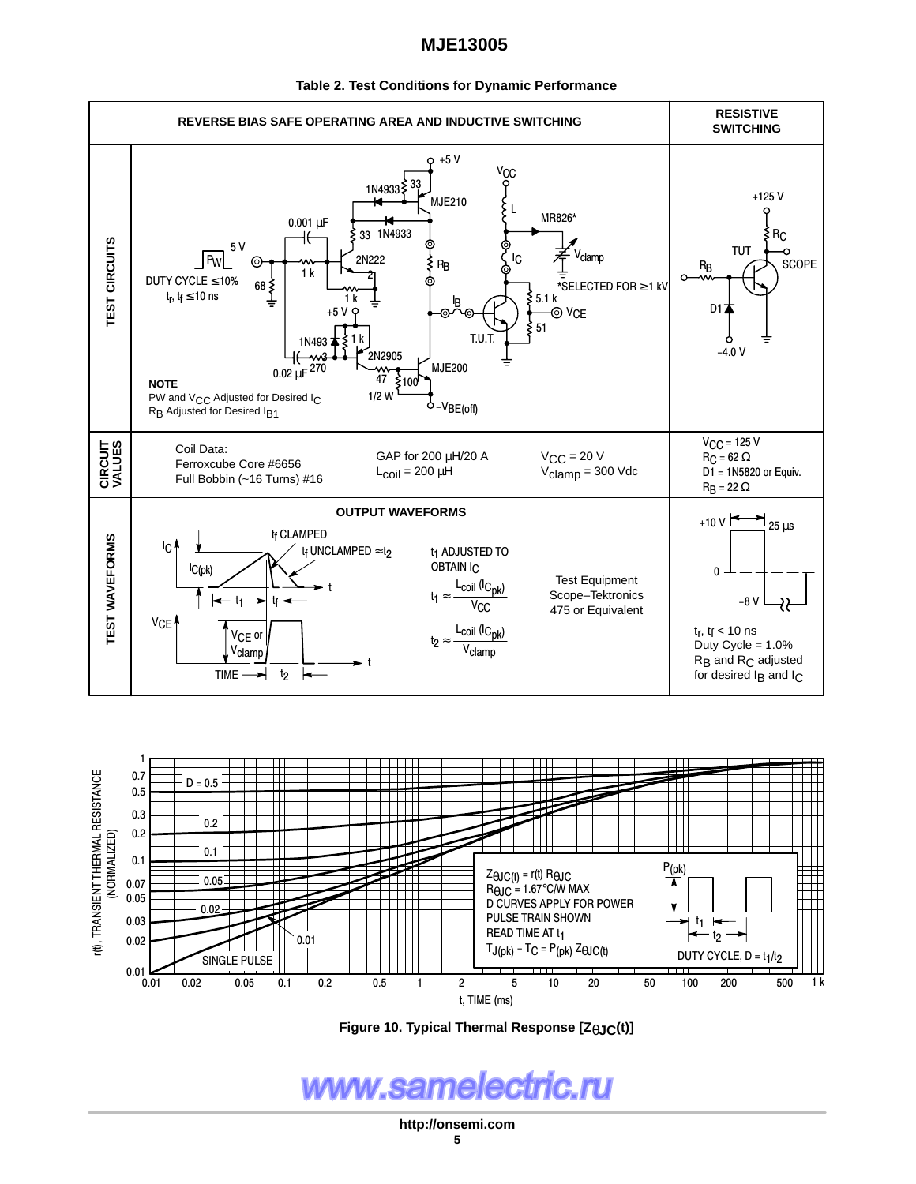**Table 2. Test Conditions for Dynamic Performance**

| | REVERSE BIAS SAFE OPERATING AREA AND INDUCTIVE SWITCHING | | | RESISTIVE SWITCHING |
|---|---|---|---|---|
| TEST CIRCUITS | NOTE: PW and $V_{CC}$ Adjusted for Desired $I_C$; $R_B$ Adjusted for Desired $I_{B1}$. Duty cycle ≤ 10%; $t_r$, $t_f$ ≤ 10 ns; *Selected for ≥ 1 kV | | | +125 V, $R_C$, TUT, $R_B$, SCOPE, D1, −4.0 V |
| CIRCUIT VALUES | Coil Data: Ferroxcube Core #6656, Full Bobbin (~16 Turns) #16 | GAP for 200 µH/20 A, $L_{coil}$ = 200 µH | $V_{CC}$ = 20 V, $V_{clamp}$ = 300 Vdc | $V_{CC}$ = 125 V, $R_C$ = 62 Ω, D1 = 1N5820 or Equiv., $R_B$ = 22 Ω |
| TEST WAVEFORMS | OUTPUT WAVEFORMS: $t_f$ CLAMPED; $t_f$ UNCLAMPED ≈ $t_2$ | $t_1$ ADJUSTED TO OBTAIN $I_C$; $t_1 \approx \frac{L_{coil}(I_{Cpk})}{V_{CC}}$; $t_2 \approx \frac{L_{coil}(I_{Cpk})}{V_{clamp}}$ | Test Equipment: Scope–Tektronics 475 or Equivalent | +10 V, 25 µs, 0, −8 V; $t_r$, $t_f$ < 10 ns; Duty Cycle = 1.0%; $R_B$ and $R_C$ adjusted for desired $I_B$ and $I_C$ |

$Z_{\theta JC(t)} = r(t)\,R_{\theta JC}$

$R_{\theta JC}$ = 1.67°C/W MAX

D CURVES APPLY FOR POWER PULSE TRAIN SHOWN

READ TIME AT $t_1$

$T_{J(pk)} - T_C = P_{(pk)}\,Z_{\theta JC(t)}$

DUTY CYCLE, $D = t_1/t_2$

**Figure 10. Typical Thermal Response [$Z_{\theta JC}(t)$]**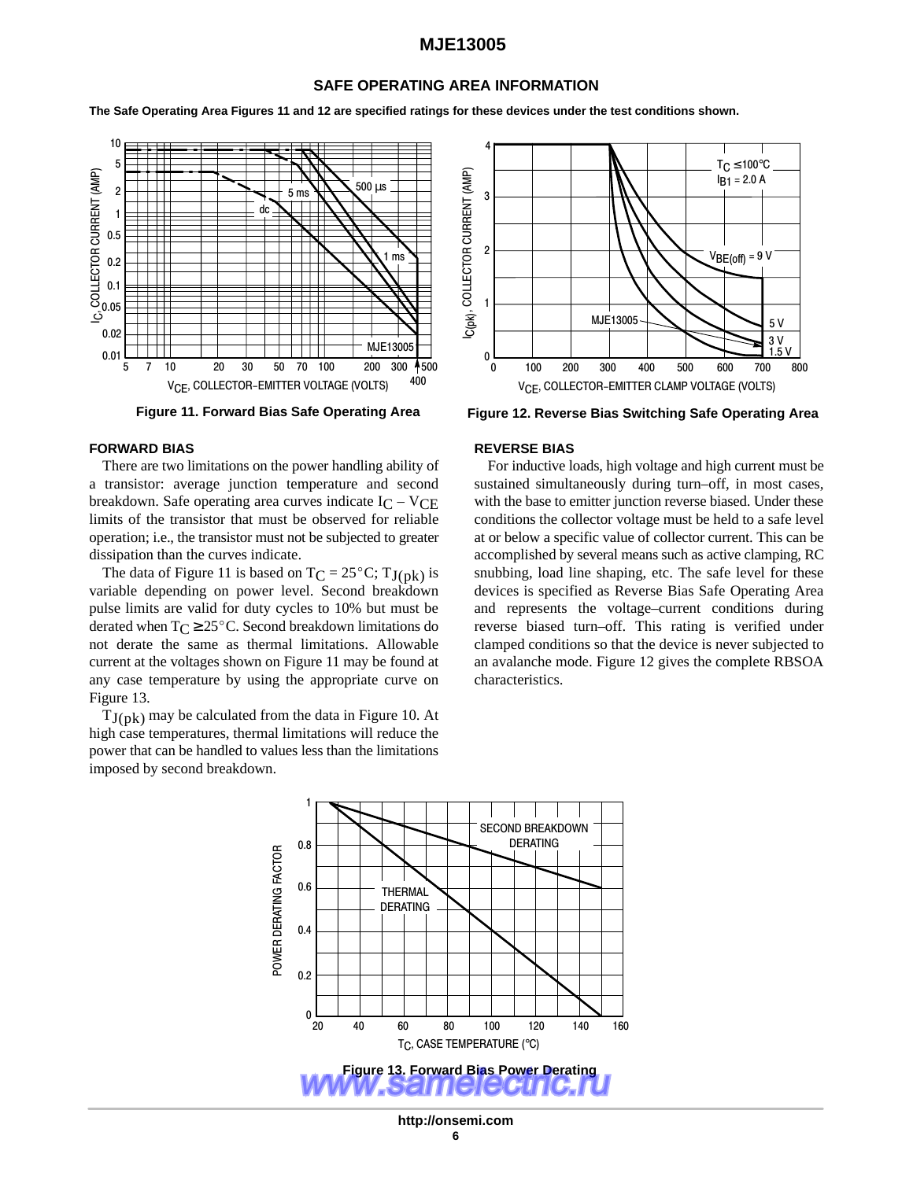## SAFE OPERATING AREA INFORMATION

**The Safe Operating Area Figures 11 and 12 are specified ratings for these devices under the test conditions shown.**

**Figure 11. Forward Bias Safe Operating Area**

**Figure 12. Reverse Bias Switching Safe Operating Area**

### FORWARD BIAS

There are two limitations on the power handling ability of a transistor: average junction temperature and second breakdown. Safe operating area curves indicate $I_C - V_{CE}$ limits of the transistor that must be observed for reliable operation; i.e., the transistor must not be subjected to greater dissipation than the curves indicate.

The data of Figure 11 is based on $T_C = 25°C$; $T_{J(pk)}$ is variable depending on power level. Second breakdown pulse limits are valid for duty cycles to 10% but must be derated when $T_C \geq 25°C$. Second breakdown limitations do not derate the same as thermal limitations. Allowable current at the voltages shown on Figure 11 may be found at any case temperature by using the appropriate curve on Figure 13.

$T_{J(pk)}$ may be calculated from the data in Figure 10. At high case temperatures, thermal limitations will reduce the power that can be handled to values less than the limitations imposed by second breakdown.

### REVERSE BIAS

For inductive loads, high voltage and high current must be sustained simultaneously during turn–off, in most cases, with the base to emitter junction reverse biased. Under these conditions the collector voltage must be held to a safe level at or below a specific value of collector current. This can be accomplished by several means such as active clamping, RC snubbing, load line shaping, etc. The safe level for these devices is specified as Reverse Bias Safe Operating Area and represents the voltage–current conditions during reverse biased turn–off. This rating is verified under clamped conditions so that the device is never subjected to an avalanche mode. Figure 12 gives the complete RBSOA characteristics.

**Figure 13. Forward Bias Power Derating**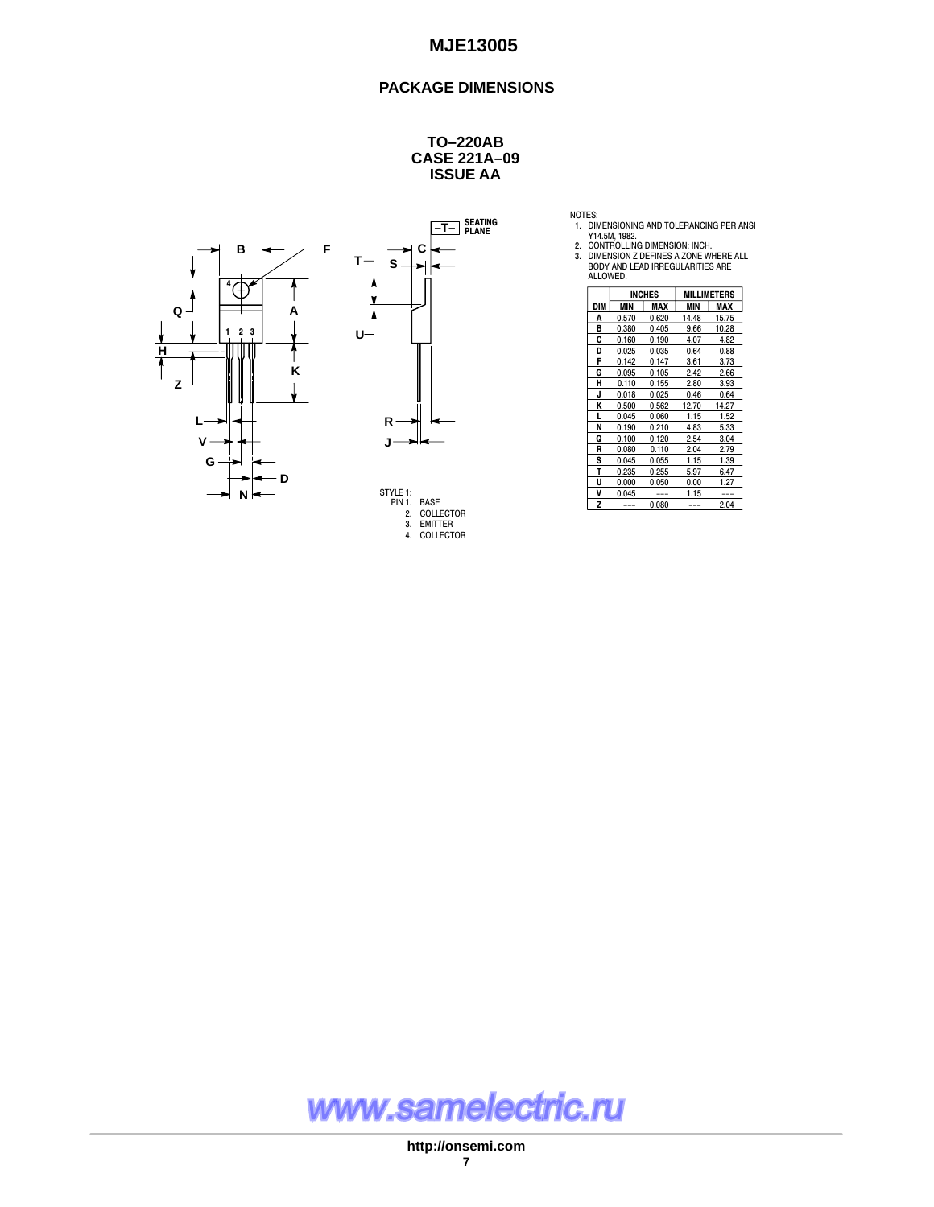## PACKAGE DIMENSIONS

### TO–220AB
### CASE 221A–09
### ISSUE AA

STYLE 1:
PIN 1. BASE
2. COLLECTOR
3. EMITTER
4. COLLECTOR

NOTES:
1. DIMENSIONING AND TOLERANCING PER ANSI Y14.5M, 1982.
2. CONTROLLING DIMENSION: INCH.
3. DIMENSION Z DEFINES A ZONE WHERE ALL BODY AND LEAD IRREGULARITIES ARE ALLOWED.

| DIM | INCHES | | MILLIMETERS | |
|---|---|---|---|---|
| | MIN | MAX | MIN | MAX |
| A | 0.570 | 0.620 | 14.48 | 15.75 |
| B | 0.380 | 0.405 | 9.66 | 10.28 |
| C | 0.160 | 0.190 | 4.07 | 4.82 |
| D | 0.025 | 0.035 | 0.64 | 0.88 |
| F | 0.142 | 0.147 | 3.61 | 3.73 |
| G | 0.095 | 0.105 | 2.42 | 2.66 |
| H | 0.110 | 0.155 | 2.80 | 3.93 |
| J | 0.018 | 0.025 | 0.46 | 0.64 |
| K | 0.500 | 0.562 | 12.70 | 14.27 |
| L | 0.045 | 0.060 | 1.15 | 1.52 |
| N | 0.190 | 0.210 | 4.83 | 5.33 |
| Q | 0.100 | 0.120 | 2.54 | 3.04 |
| R | 0.080 | 0.110 | 2.04 | 2.79 |
| S | 0.045 | 0.055 | 1.15 | 1.39 |
| T | 0.235 | 0.255 | 5.97 | 6.47 |
| U | 0.000 | 0.050 | 0.00 | 1.27 |
| V | 0.045 | --- | 1.15 | --- |
| Z | --- | 0.080 | --- | 2.04 |

www.samelectric.ru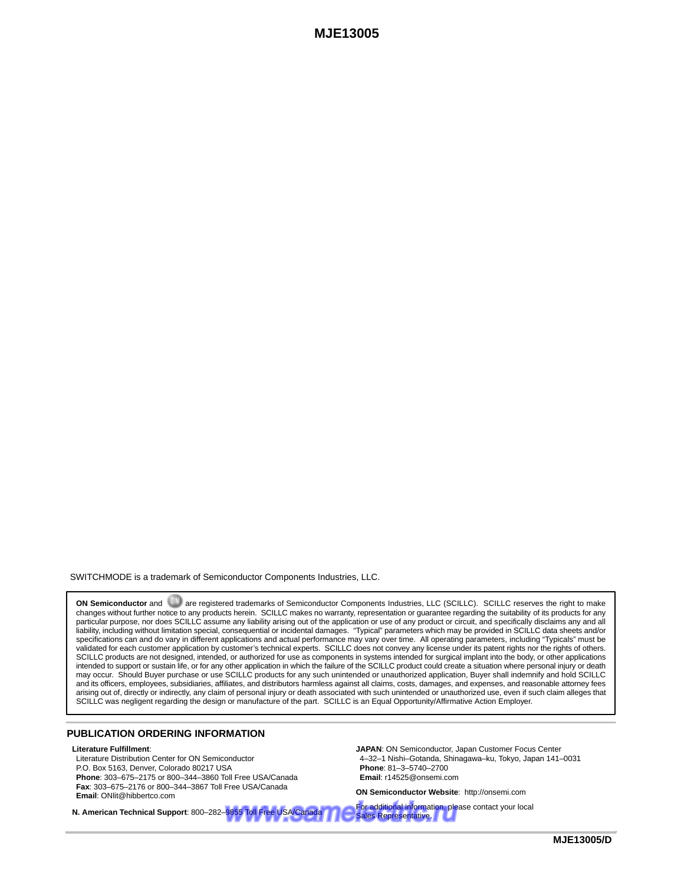SWITCHMODE is a trademark of Semiconductor Components Industries, LLC.

**ON Semiconductor** and are registered trademarks of Semiconductor Components Industries, LLC (SCILLC). SCILLC reserves the right to make changes without further notice to any products herein. SCILLC makes no warranty, representation or guarantee regarding the suitability of its products for any particular purpose, nor does SCILLC assume any liability arising out of the application or use of any product or circuit, and specifically disclaims any and all liability, including without limitation special, consequential or incidental damages. "Typical" parameters which may be provided in SCILLC data sheets and/or specifications can and do vary in different applications and actual performance may vary over time. All operating parameters, including "Typicals" must be validated for each customer application by customer's technical experts. SCILLC does not convey any license under its patent rights nor the rights of others. SCILLC products are not designed, intended, or authorized for use as components in systems intended for surgical implant into the body, or other applications intended to support or sustain life, or for any other application in which the failure of the SCILLC product could create a situation where personal injury or death may occur. Should Buyer purchase or use SCILLC products for any such unintended or unauthorized application, Buyer shall indemnify and hold SCILLC and its officers, employees, subsidiaries, affiliates, and distributors harmless against all claims, costs, damages, and expenses, and reasonable attorney fees arising out of, directly or indirectly, any claim of personal injury or death associated with such unintended or unauthorized use, even if such claim alleges that SCILLC was negligent regarding the design or manufacture of the part. SCILLC is an Equal Opportunity/Affirmative Action Employer.

## PUBLICATION ORDERING INFORMATION

**Literature Fulfillment**:
Literature Distribution Center for ON Semiconductor
P.O. Box 5163, Denver, Colorado 80217 USA
**Phone**: 303–675–2175 or 800–344–3860 Toll Free USA/Canada
**Fax**: 303–675–2176 or 800–344–3867 Toll Free USA/Canada
**Email**: ONlit@hibbertco.com

**N. American Technical Support**: 800–282–9855 Toll Free USA/Canada

**JAPAN**: ON Semiconductor, Japan Customer Focus Center
4–32–1 Nishi–Gotanda, Shinagawa–ku, Tokyo, Japan 141–0031
**Phone**: 81–3–5740–2700
**Email**: r14525@onsemi.com

**ON Semiconductor Website**: http://onsemi.com

For additional information, please contact your local Sales Representative.

MJE13005/D